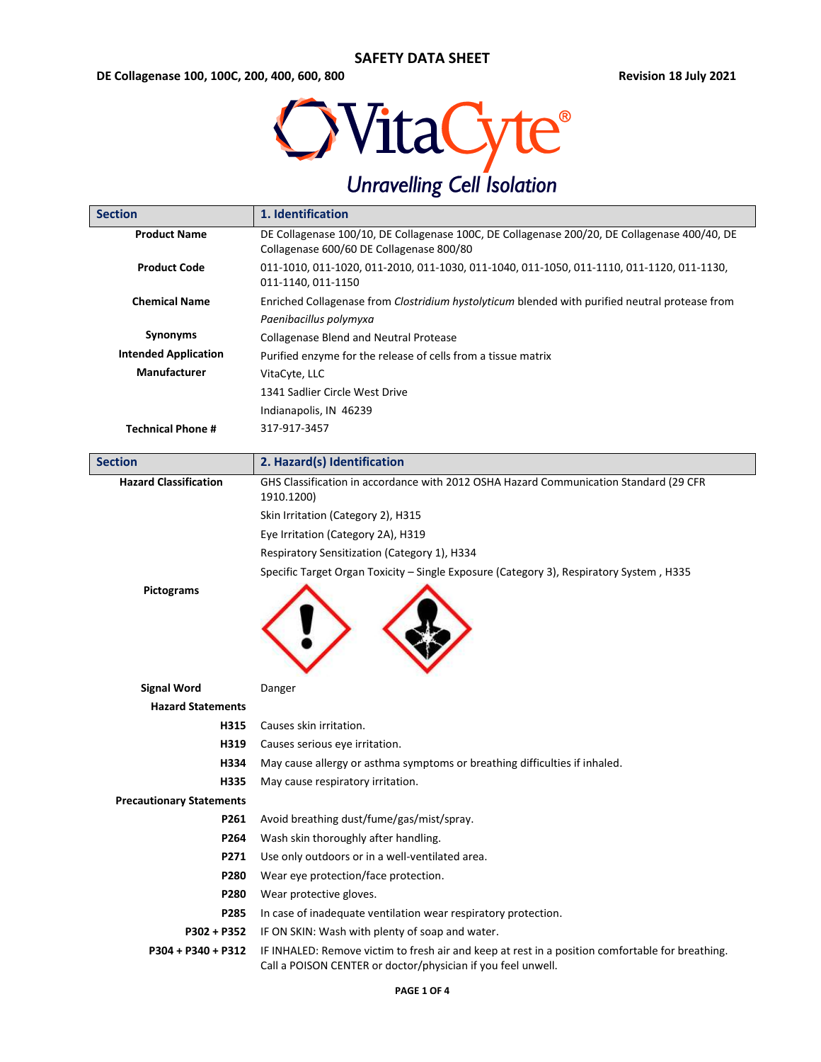# SAFETY DATA SHEET

**DE Collagenase 100, 100C, 200, 400, 600, 800** **Revision 18 July 2021**

VitaCyte®

*Unravelling Cell Isolation*

| Section | 1. Identification |
|---|---|
| **Product Name** | DE Collagenase 100/10, DE Collagenase 100C, DE Collagenase 200/20, DE Collagenase 400/40, DE Collagenase 600/60 DE Collagenase 800/80 |
| **Product Code** | 011-1010, 011-1020, 011-2010, 011-1030, 011-1040, 011-1050, 011-1110, 011-1120, 011-1130, 011-1140, 011-1150 |
| **Chemical Name** | Enriched Collagenase from *Clostridium hystolyticum* blended with purified neutral protease from *Paenibacillus polymyxa* |
| **Synonyms** | Collagenase Blend and Neutral Protease |
| **Intended Application** | Purified enzyme for the release of cells from a tissue matrix |
| **Manufacturer** | VitaCyte, LLC<br>1341 Sadlier Circle West Drive<br>Indianapolis, IN 46239 |
| **Technical Phone #** | 317-917-3457 |

| Section | 2. Hazard(s) Identification |
|---|---|
| **Hazard Classification** | GHS Classification in accordance with 2012 OSHA Hazard Communication Standard (29 CFR 1910.1200)<br>Skin Irritation (Category 2), H315<br>Eye Irritation (Category 2A), H319<br>Respiratory Sensitization (Category 1), H334<br>Specific Target Organ Toxicity – Single Exposure (Category 3), Respiratory System , H335 |
| **Pictograms** | |
| **Signal Word** | Danger |
| **Hazard Statements** | |
| **H315** | Causes skin irritation. |
| **H319** | Causes serious eye irritation. |
| **H334** | May cause allergy or asthma symptoms or breathing difficulties if inhaled. |
| **H335** | May cause respiratory irritation. |
| **Precautionary Statements** | |
| **P261** | Avoid breathing dust/fume/gas/mist/spray. |
| **P264** | Wash skin thoroughly after handling. |
| **P271** | Use only outdoors or in a well-ventilated area. |
| **P280** | Wear eye protection/face protection. |
| **P280** | Wear protective gloves. |
| **P285** | In case of inadequate ventilation wear respiratory protection. |
| **P302 + P352** | IF ON SKIN: Wash with plenty of soap and water. |
| **P304 + P340 + P312** | IF INHALED: Remove victim to fresh air and keep at rest in a position comfortable for breathing. Call a POISON CENTER or doctor/physician if you feel unwell. |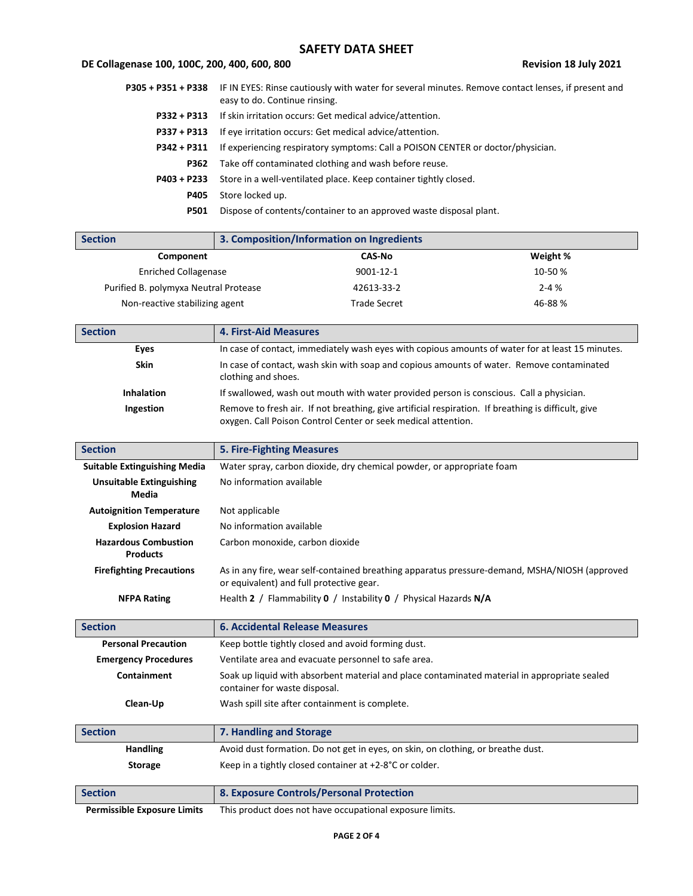| | |
|---|---|
| **P305 + P351 + P338** | IF IN EYES: Rinse cautiously with water for several minutes. Remove contact lenses, if present and easy to do. Continue rinsing. |
| **P332 + P313** | If skin irritation occurs: Get medical advice/attention. |
| **P337 + P313** | If eye irritation occurs: Get medical advice/attention. |
| **P342 + P311** | If experiencing respiratory symptoms: Call a POISON CENTER or doctor/physician. |
| **P362** | Take off contaminated clothing and wash before reuse. |
| **P403 + P233** | Store in a well-ventilated place. Keep container tightly closed. |
| **P405** | Store locked up. |
| **P501** | Dispose of contents/container to an approved waste disposal plant. |

## Section 3. Composition/Information on Ingredients

| Component | CAS-No | Weight % |
|---|---|---|
| Enriched Collagenase | 9001-12-1 | 10-50 % |
| Purified B. polymyxa Neutral Protease | 42613-33-2 | 2-4 % |
| Non-reactive stabilizing agent | Trade Secret | 46-88 % |

## Section 4. First-Aid Measures

| | |
|---|---|
| **Eyes** | In case of contact, immediately wash eyes with copious amounts of water for at least 15 minutes. |
| **Skin** | In case of contact, wash skin with soap and copious amounts of water. Remove contaminated clothing and shoes. |
| **Inhalation** | If swallowed, wash out mouth with water provided person is conscious. Call a physician. |
| **Ingestion** | Remove to fresh air. If not breathing, give artificial respiration. If breathing is difficult, give oxygen. Call Poison Control Center or seek medical attention. |

## Section 5. Fire-Fighting Measures

| | |
|---|---|
| **Suitable Extinguishing Media** | Water spray, carbon dioxide, dry chemical powder, or appropriate foam |
| **Unsuitable Extinguishing Media** | No information available |
| **Autoignition Temperature** | Not applicable |
| **Explosion Hazard** | No information available |
| **Hazardous Combustion Products** | Carbon monoxide, carbon dioxide |
| **Firefighting Precautions** | As in any fire, wear self-contained breathing apparatus pressure-demand, MSHA/NIOSH (approved or equivalent) and full protective gear. |
| **NFPA Rating** | Health **2** / Flammability **0** / Instability **0** / Physical Hazards **N/A** |

## Section 6. Accidental Release Measures

| | |
|---|---|
| **Personal Precaution** | Keep bottle tightly closed and avoid forming dust. |
| **Emergency Procedures** | Ventilate area and evacuate personnel to safe area. |
| **Containment** | Soak up liquid with absorbent material and place contaminated material in appropriate sealed container for waste disposal. |
| **Clean-Up** | Wash spill site after containment is complete. |

## Section 7. Handling and Storage

| | |
|---|---|
| **Handling** | Avoid dust formation. Do not get in eyes, on skin, on clothing, or breathe dust. |
| **Storage** | Keep in a tightly closed container at +2-8°C or colder. |

## Section 8. Exposure Controls/Personal Protection

| | |
|---|---|
| **Permissible Exposure Limits** | This product does not have occupational exposure limits. |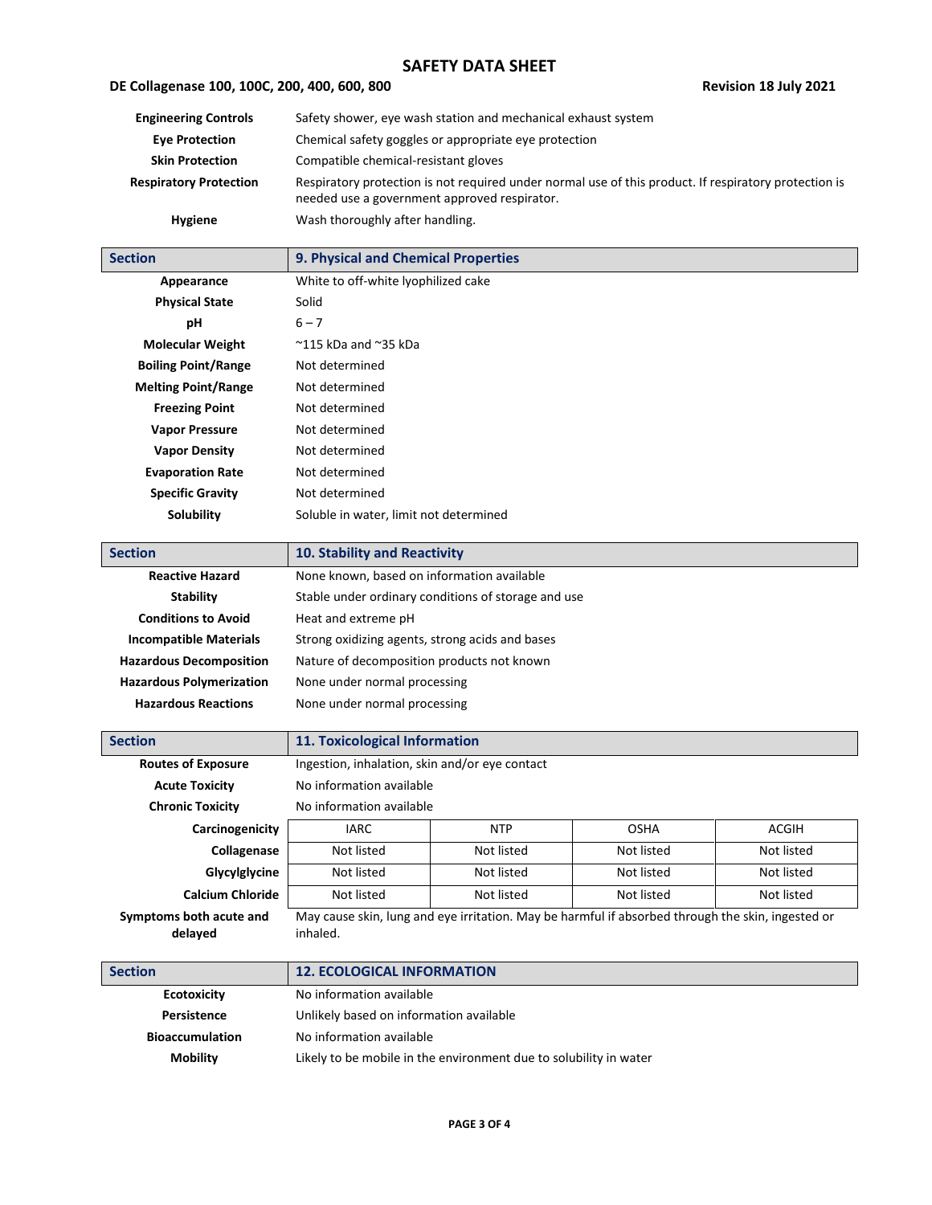| | |
|---|---|
| **Engineering Controls** | Safety shower, eye wash station and mechanical exhaust system |
| **Eye Protection** | Chemical safety goggles or appropriate eye protection |
| **Skin Protection** | Compatible chemical-resistant gloves |
| **Respiratory Protection** | Respiratory protection is not required under normal use of this product. If respiratory protection is needed use a government approved respirator. |
| **Hygiene** | Wash thoroughly after handling. |

| Section | 9. Physical and Chemical Properties |
|---|---|
| **Appearance** | White to off-white lyophilized cake |
| **Physical State** | Solid |
| **pH** | 6 – 7 |
| **Molecular Weight** | ~115 kDa and ~35 kDa |
| **Boiling Point/Range** | Not determined |
| **Melting Point/Range** | Not determined |
| **Freezing Point** | Not determined |
| **Vapor Pressure** | Not determined |
| **Vapor Density** | Not determined |
| **Evaporation Rate** | Not determined |
| **Specific Gravity** | Not determined |
| **Solubility** | Soluble in water, limit not determined |

| Section | 10. Stability and Reactivity |
|---|---|
| **Reactive Hazard** | None known, based on information available |
| **Stability** | Stable under ordinary conditions of storage and use |
| **Conditions to Avoid** | Heat and extreme pH |
| **Incompatible Materials** | Strong oxidizing agents, strong acids and bases |
| **Hazardous Decomposition** | Nature of decomposition products not known |
| **Hazardous Polymerization** | None under normal processing |
| **Hazardous Reactions** | None under normal processing |

| Section | 11. Toxicological Information |
|---|---|
| **Routes of Exposure** | Ingestion, inhalation, skin and/or eye contact |
| **Acute Toxicity** | No information available |
| **Chronic Toxicity** | No information available |

| **Carcinogenicity** | IARC | NTP | OSHA | ACGIH |
|---|---|---|---|---|
| **Collagenase** | Not listed | Not listed | Not listed | Not listed |
| **Glycylglycine** | Not listed | Not listed | Not listed | Not listed |
| **Calcium Chloride** | Not listed | Not listed | Not listed | Not listed |

| | |
|---|---|
| **Symptoms both acute and delayed** | May cause skin, lung and eye irritation. May be harmful if absorbed through the skin, ingested or inhaled. |

| Section | 12. ECOLOGICAL INFORMATION |
|---|---|
| **Ecotoxicity** | No information available |
| **Persistence** | Unlikely based on information available |
| **Bioaccumulation** | No information available |
| **Mobility** | Likely to be mobile in the environment due to solubility in water |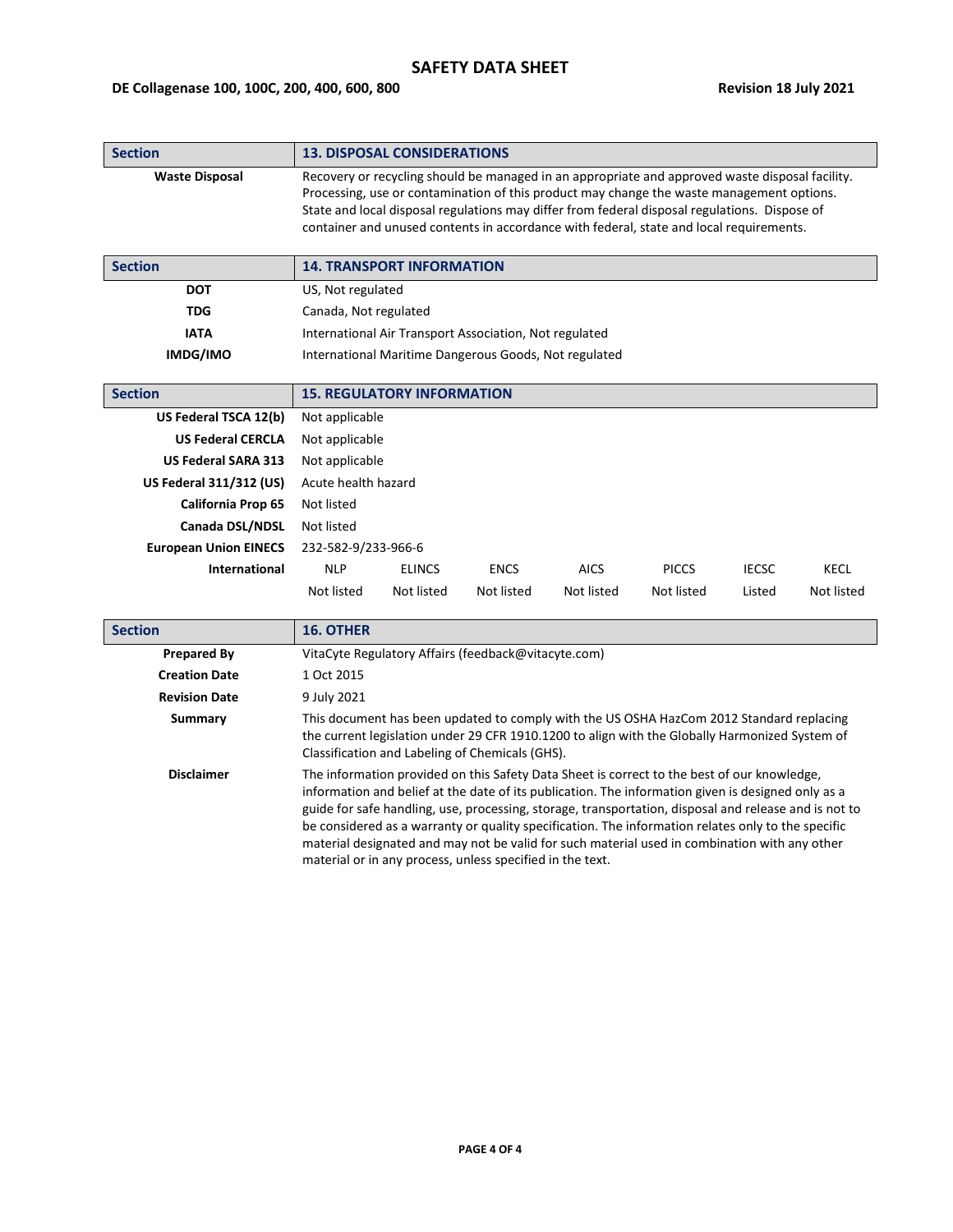| Section | 13. DISPOSAL CONSIDERATIONS |
|---|---|
| **Waste Disposal** | Recovery or recycling should be managed in an appropriate and approved waste disposal facility. Processing, use or contamination of this product may change the waste management options. State and local disposal regulations may differ from federal disposal regulations. Dispose of container and unused contents in accordance with federal, state and local requirements. |

| Section | 14. TRANSPORT INFORMATION |
|---|---|
| **DOT** | US, Not regulated |
| **TDG** | Canada, Not regulated |
| **IATA** | International Air Transport Association, Not regulated |
| **IMDG/IMO** | International Maritime Dangerous Goods, Not regulated |

| Section | 15. REGULATORY INFORMATION | | | | | | |
|---|---|---|---|---|---|---|---|
| **US Federal TSCA 12(b)** | Not applicable | | | | | | |
| **US Federal CERCLA** | Not applicable | | | | | | |
| **US Federal SARA 313** | Not applicable | | | | | | |
| **US Federal 311/312 (US)** | Acute health hazard | | | | | | |
| **California Prop 65** | Not listed | | | | | | |
| **Canada DSL/NDSL** | Not listed | | | | | | |
| **European Union EINECS** | 232-582-9/233-966-6 | | | | | | |
| **International** | NLP | ELINCS | ENCS | AICS | PICCS | IECSC | KECL |
| | Not listed | Not listed | Not listed | Not listed | Not listed | Listed | Not listed |

| Section | 16. OTHER |
|---|---|
| **Prepared By** | VitaCyte Regulatory Affairs (feedback@vitacyte.com) |
| **Creation Date** | 1 Oct 2015 |
| **Revision Date** | 9 July 2021 |
| **Summary** | This document has been updated to comply with the US OSHA HazCom 2012 Standard replacing the current legislation under 29 CFR 1910.1200 to align with the Globally Harmonized System of Classification and Labeling of Chemicals (GHS). |
| **Disclaimer** | The information provided on this Safety Data Sheet is correct to the best of our knowledge, information and belief at the date of its publication. The information given is designed only as a guide for safe handling, use, processing, storage, transportation, disposal and release and is not to be considered as a warranty or quality specification. The information relates only to the specific material designated and may not be valid for such material used in combination with any other material or in any process, unless specified in the text. |